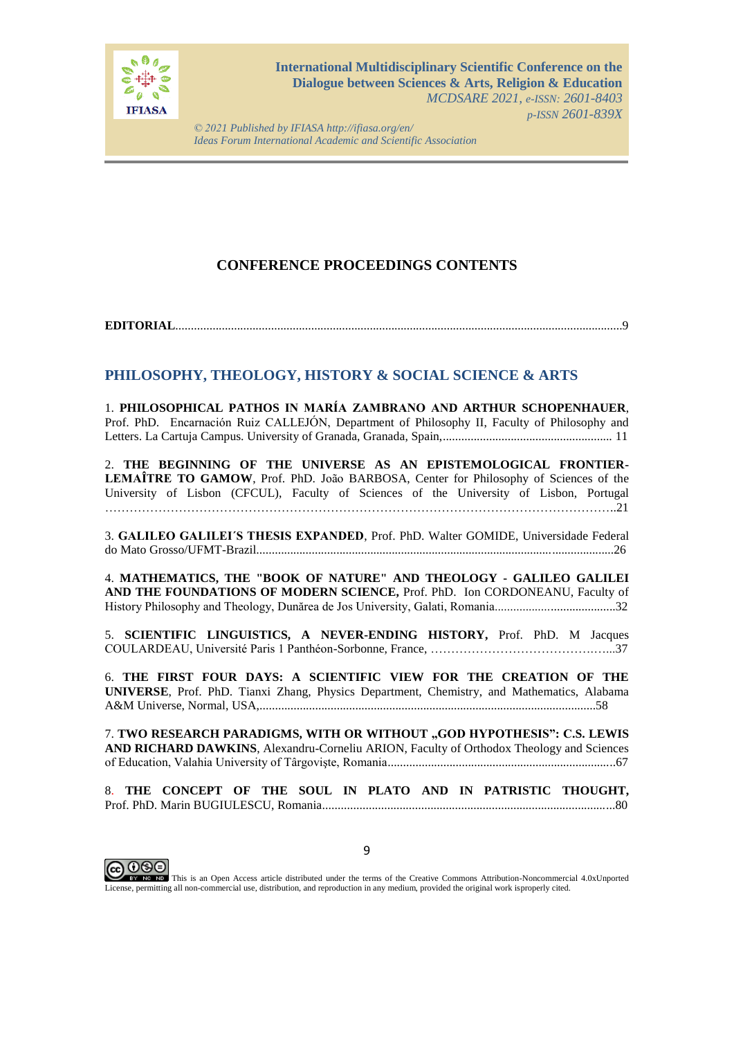# CONFERENCE PROCEEDINGS CONTENTS

**EDITORIAL**..........................................................................................................................................9

## PHILOSOPHY, THEOLOGY, HISTORY & SOCIAL SCIENCE & ARTS

1. **PHILOSOPHICAL PATHOS IN MARÍA ZAMBRANO AND ARTHUR SCHOPENHAUER**, Prof. PhD. Encarnación Ruiz CALLEJÓN, Department of Philosophy II, Faculty of Philosophy and Letters. La Cartuja Campus. University of Granada, Granada, Spain,....................................................... 11

2. **THE BEGINNING OF THE UNIVERSE AS AN EPISTEMOLOGICAL FRONTIER-LEMAÎTRE TO GAMOW**, Prof. PhD. João BARBOSA, Center for Philosophy of Sciences of the University of Lisbon (CFCUL), Faculty of Sciences of the University of Lisbon, Portugal …………………………………………………………………………………………………………..21

3. **GALILEO GALILEI´S THESIS EXPANDED**, Prof. PhD. Walter GOMIDE, Universidade Federal do Mato Grosso/UFMT-Brazil..................................................................................................................26

4. **MATHEMATICS, THE "BOOK OF NATURE" AND THEOLOGY - GALILEO GALILEI AND THE FOUNDATIONS OF MODERN SCIENCE,** Prof. PhD. Ion CORDONEANU, Faculty of History Philosophy and Theology, Dunărea de Jos University, Galati, Romania.......................................32

5. **SCIENTIFIC LINGUISTICS, A NEVER-ENDING HISTORY,** Prof. PhD. M Jacques COULARDEAU, Université Paris 1 Panthéon-Sorbonne, France, ………………………………………..37

6. **THE FIRST FOUR DAYS: A SCIENTIFIC VIEW FOR THE CREATION OF THE UNIVERSE**, Prof. PhD. Tianxi Zhang, Physics Department, Chemistry, and Mathematics, Alabama A&M Universe, Normal, USA,.............................................................................................................58

7. **TWO RESEARCH PARADIGMS, WITH OR WITHOUT „GOD HYPOTHESIS": C.S. LEWIS AND RICHARD DAWKINS**, Alexandru-Corneliu ARION, Faculty of Orthodox Theology and Sciences of Education, Valahia University of Târgovişte, Romania.........................................................................67

8. **THE CONCEPT OF THE SOUL IN PLATO AND IN PATRISTIC THOUGHT,** Prof. PhD. Marin BUGIULESCU, Romania..............................................................................................80

This is an Open Access article distributed under the terms of the Creative Commons Attribution-Noncommercial 4.0xUnported License, permitting all non-commercial use, distribution, and reproduction in any medium, provided the original work isproperly cited.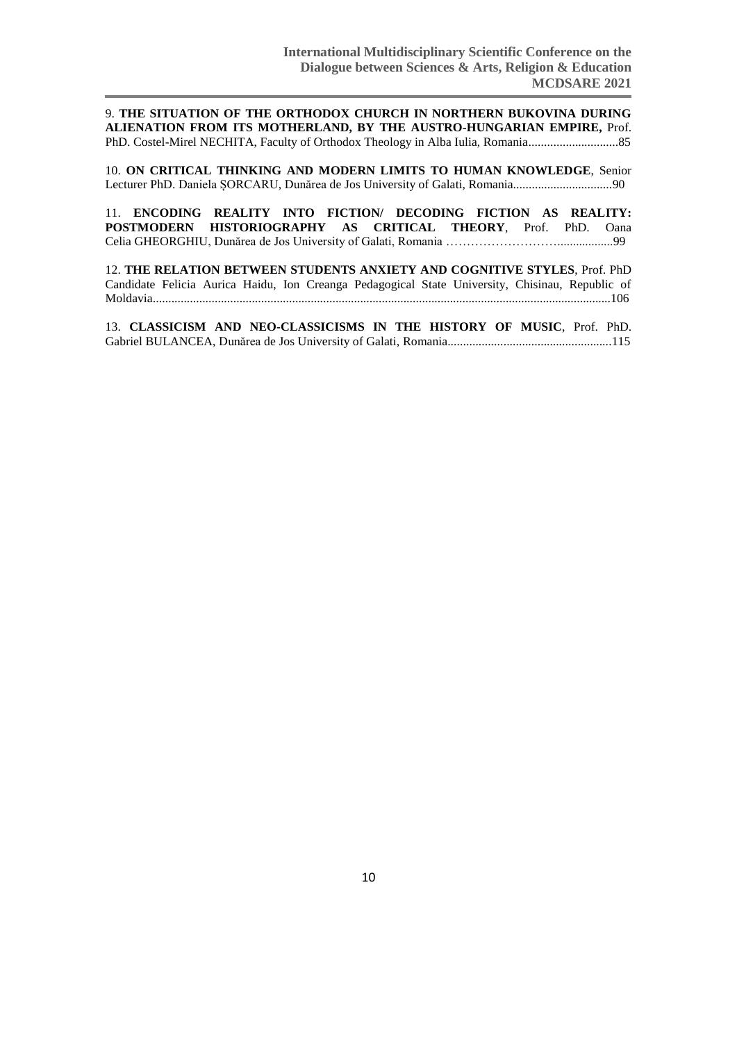9. **THE SITUATION OF THE ORTHODOX CHURCH IN NORTHERN BUKOVINA DURING ALIENATION FROM ITS MOTHERLAND, BY THE AUSTRO-HUNGARIAN EMPIRE,** Prof. PhD. Costel-Mirel NECHITA, Faculty of Orthodox Theology in Alba Iulia, Romania.............................85

10. **ON CRITICAL THINKING AND MODERN LIMITS TO HUMAN KNOWLEDGE**, Senior Lecturer PhD. Daniela ȘORCARU, Dunărea de Jos University of Galati, Romania................................90

11. **ENCODING REALITY INTO FICTION/ DECODING FICTION AS REALITY: POSTMODERN HISTORIOGRAPHY AS CRITICAL THEORY**, Prof. PhD. Oana Celia GHEORGHIU, Dunărea de Jos University of Galati, Romania ……………………….................99

12. **THE RELATION BETWEEN STUDENTS ANXIETY AND COGNITIVE STYLES**, Prof. PhD Candidate Felicia Aurica Haidu, Ion Creanga Pedagogical State University, Chisinau, Republic of Moldavia...................................................................................................................................................106

13. **CLASSICISM AND NEO-CLASSICISMS IN THE HISTORY OF MUSIC**, Prof. PhD. Gabriel BULANCEA, Dunărea de Jos University of Galati, Romania....................................................115